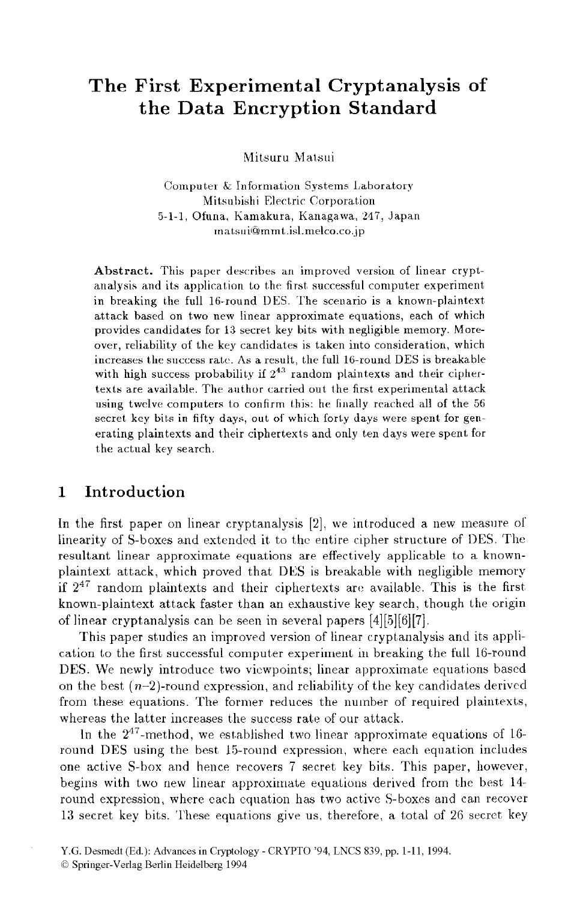# The First Experimental Cryptanalysis of the Data Encryption Standard

Mitsuru Matsui

Computer & Information Systems Laboratory
Mitsubishi Electric Corporation
5-1-1, Ofuna, Kamakura, Kanagawa, 247, Japan
matsui@mmt.isl.melco.co.jp

**Abstract.** This paper describes an improved version of linear cryptanalysis and its application to the first successful computer experiment in breaking the full 16-round DES. The scenario is a known-plaintext attack based on two new linear approximate equations, each of which provides candidates for 13 secret key bits with negligible memory. Moreover, reliability of the key candidates is taken into consideration, which increases the success rate. As a result, the full 16-round DES is breakable with high success probability if $2^{43}$ random plaintexts and their ciphertexts are available. The author carried out the first experimental attack using twelve computers to confirm this: he finally reached all of the 56 secret key bits in fifty days, out of which forty days were spent for generating plaintexts and their ciphertexts and only ten days were spent for the actual key search.

## 1 Introduction

In the first paper on linear cryptanalysis [2], we introduced a new measure of linearity of S-boxes and extended it to the entire cipher structure of DES. The resultant linear approximate equations are effectively applicable to a known-plaintext attack, which proved that DES is breakable with negligible memory if $2^{47}$ random plaintexts and their ciphertexts are available. This is the first known-plaintext attack faster than an exhaustive key search, though the origin of linear cryptanalysis can be seen in several papers [4][5][6][7].

This paper studies an improved version of linear cryptanalysis and its application to the first successful computer experiment in breaking the full 16-round DES. We newly introduce two viewpoints; linear approximate equations based on the best $(n-2)$-round expression, and reliability of the key candidates derived from these equations. The former reduces the number of required plaintexts, whereas the latter increases the success rate of our attack.

In the $2^{47}$-method, we established two linear approximate equations of 16-round DES using the best 15-round expression, where each equation includes one active S-box and hence recovers 7 secret key bits. This paper, however, begins with two new linear approximate equations derived from the best 14-round expression, where each equation has two active S-boxes and can recover 13 secret key bits. These equations give us, therefore, a total of 26 secret key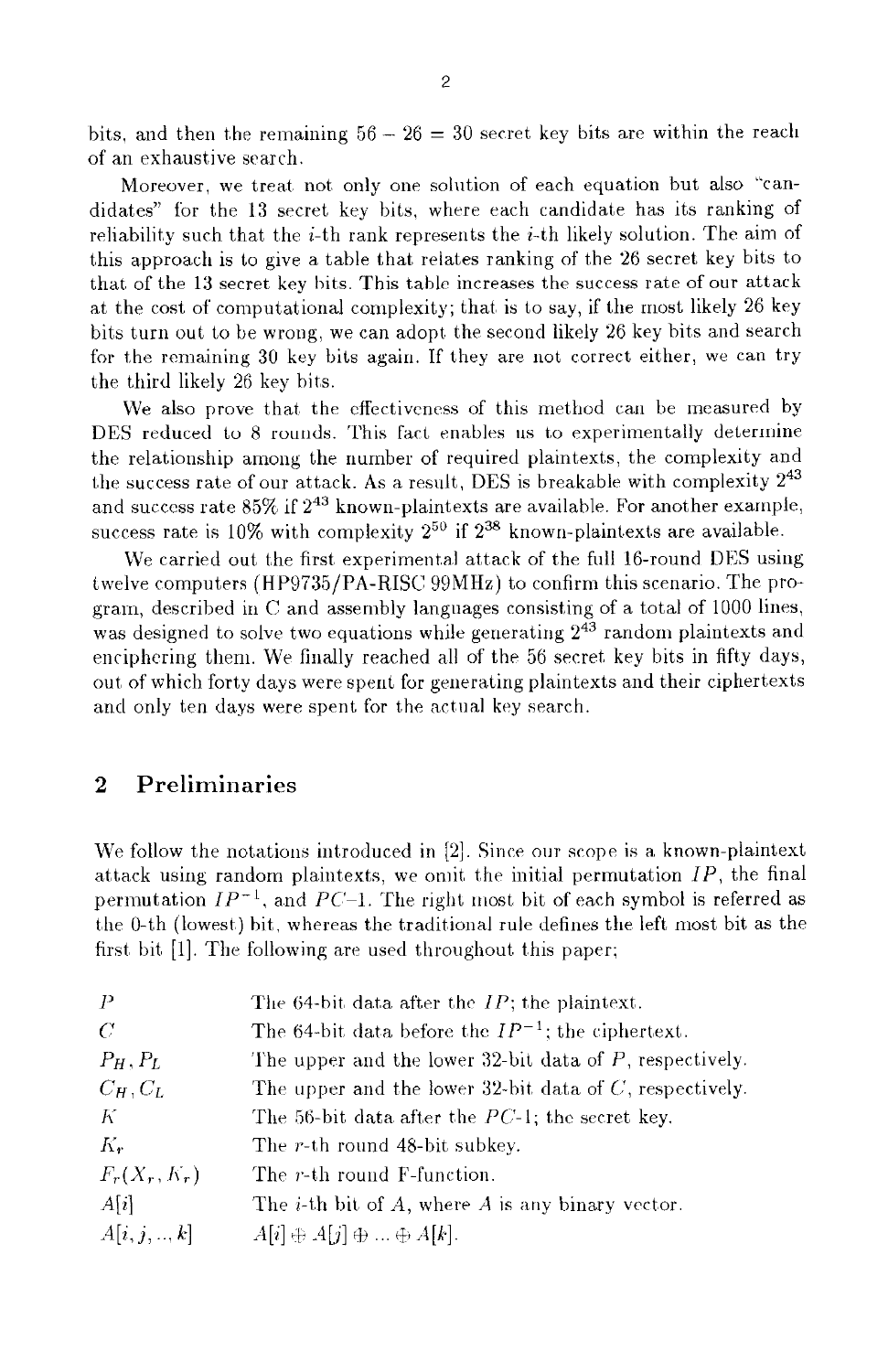bits, and then the remaining $56 - 26 = 30$ secret key bits are within the reach of an exhaustive search.

Moreover, we treat not only one solution of each equation but also "candidates" for the 13 secret key bits, where each candidate has its ranking of reliability such that the $i$-th rank represents the $i$-th likely solution. The aim of this approach is to give a table that relates ranking of the 26 secret key bits to that of the 13 secret key bits. This table increases the success rate of our attack at the cost of computational complexity; that is to say, if the most likely 26 key bits turn out to be wrong, we can adopt the second likely 26 key bits and search for the remaining 30 key bits again. If they are not correct either, we can try the third likely 26 key bits.

We also prove that the effectiveness of this method can be measured by DES reduced to 8 rounds. This fact enables us to experimentally determine the relationship among the number of required plaintexts, the complexity and the success rate of our attack. As a result, DES is breakable with complexity $2^{43}$ and success rate 85% if $2^{43}$ known-plaintexts are available. For another example, success rate is 10% with complexity $2^{50}$ if $2^{38}$ known-plaintexts are available.

We carried out the first experimental attack of the full 16-round DES using twelve computers (HP9735/PA-RISC 99MHz) to confirm this scenario. The program, described in C and assembly languages consisting of a total of 1000 lines, was designed to solve two equations while generating $2^{43}$ random plaintexts and enciphering them. We finally reached all of the 56 secret key bits in fifty days, out of which forty days were spent for generating plaintexts and their ciphertexts and only ten days were spent for the actual key search.

## 2 Preliminaries

We follow the notations introduced in [2]. Since our scope is a known-plaintext attack using random plaintexts, we omit the initial permutation $IP$, the final permutation $IP^{-1}$, and $PC$-1. The right most bit of each symbol is referred as the 0-th (lowest) bit, whereas the traditional rule defines the left most bit as the first bit [1]. The following are used throughout this paper;

| | |
|---|---|
| $P$ | The 64-bit data after the $IP$; the plaintext. |
| $C$ | The 64-bit data before the $IP^{-1}$; the ciphertext. |
| $P_H, P_L$ | The upper and the lower 32-bit data of $P$, respectively. |
| $C_H, C_L$ | The upper and the lower 32-bit data of $C$, respectively. |
| $K$ | The 56-bit data after the $PC$-1; the secret key. |
| $K_r$ | The $r$-th round 48-bit subkey. |
| $F_r(X_r, K_r)$ | The $r$-th round F-function. |
| $A[i]$ | The $i$-th bit of $A$, where $A$ is any binary vector. |
| $A[i, j, .., k]$ | $A[i] \oplus A[j] \oplus ... \oplus A[k]$. |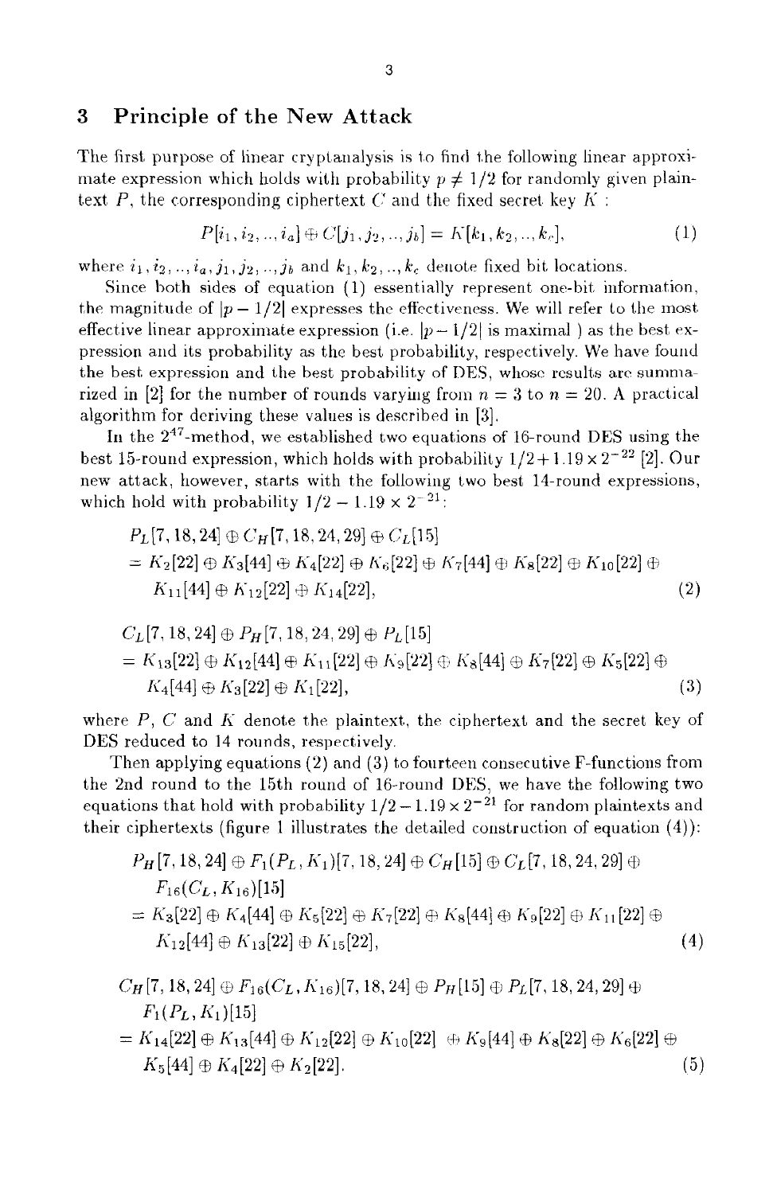## 3 Principle of the New Attack

The first purpose of linear cryptanalysis is to find the following linear approximate expression which holds with probability $p \neq 1/2$ for randomly given plaintext $P$, the corresponding ciphertext $C$ and the fixed secret key $K$ :

$$P[i_1, i_2, .., i_a] \oplus C[j_1, j_2, .., j_b] = K[k_1, k_2, .., k_c], \tag{1}$$

where $i_1, i_2, .., i_a, j_1, j_2, .., j_b$ and $k_1, k_2, .., k_c$ denote fixed bit locations.

Since both sides of equation (1) essentially represent one-bit information, the magnitude of $|p - 1/2|$ expresses the effectiveness. We will refer to the most effective linear approximate expression (i.e. $|p - 1/2|$ is maximal ) as the best expression and its probability as the best probability, respectively. We have found the best expression and the best probability of DES, whose results are summarized in [2] for the number of rounds varying from $n = 3$ to $n = 20$. A practical algorithm for deriving these values is described in [3].

In the $2^{47}$-method, we established two equations of 16-round DES using the best 15-round expression, which holds with probability $1/2 + 1.19 \times 2^{-22}$ [2]. Our new attack, however, starts with the following two best 14-round expressions, which hold with probability $1/2 - 1.19 \times 2^{-21}$:

$$\begin{aligned} &P_L[7, 18, 24] \oplus C_H[7, 18, 24, 29] \oplus C_L[15] \\ &= K_2[22] \oplus K_3[44] \oplus K_4[22] \oplus K_6[22] \oplus K_7[44] \oplus K_8[22] \oplus K_{10}[22] \oplus \\ &\quad K_{11}[44] \oplus K_{12}[22] \oplus K_{14}[22], \end{aligned} \tag{2}$$

$$\begin{aligned} &C_L[7, 18, 24] \oplus P_H[7, 18, 24, 29] \oplus P_L[15] \\ &= K_{13}[22] \oplus K_{12}[44] \oplus K_{11}[22] \oplus K_9[22] \oplus K_8[44] \oplus K_7[22] \oplus K_5[22] \oplus \\ &\quad K_4[44] \oplus K_3[22] \oplus K_1[22], \end{aligned} \tag{3}$$

where $P$, $C$ and $K$ denote the plaintext, the ciphertext and the secret key of DES reduced to 14 rounds, respectively.

Then applying equations (2) and (3) to fourteen consecutive F-functions from the 2nd round to the 15th round of 16-round DES, we have the following two equations that hold with probability $1/2 - 1.19 \times 2^{-21}$ for random plaintexts and their ciphertexts (figure 1 illustrates the detailed construction of equation (4)):

$$\begin{aligned} &P_H[7, 18, 24] \oplus F_1(P_L, K_1)[7, 18, 24] \oplus C_H[15] \oplus C_L[7, 18, 24, 29] \oplus \\ &\quad F_{16}(C_L, K_{16})[15] \\ &= K_3[22] \oplus K_4[44] \oplus K_5[22] \oplus K_7[22] \oplus K_8[44] \oplus K_9[22] \oplus K_{11}[22] \oplus \\ &\quad K_{12}[44] \oplus K_{13}[22] \oplus K_{15}[22], \end{aligned} \tag{4}$$

$$\begin{aligned} &C_H[7, 18, 24] \oplus F_{16}(C_L, K_{16})[7, 18, 24] \oplus P_H[15] \oplus P_L[7, 18, 24, 29] \oplus \\ &\quad F_1(P_L, K_1)[15] \\ &= K_{14}[22] \oplus K_{13}[44] \oplus K_{12}[22] \oplus K_{10}[22] \oplus K_9[44] \oplus K_8[22] \oplus K_6[22] \oplus \\ &\quad K_5[44] \oplus K_4[22] \oplus K_2[22]. \end{aligned} \tag{5}$$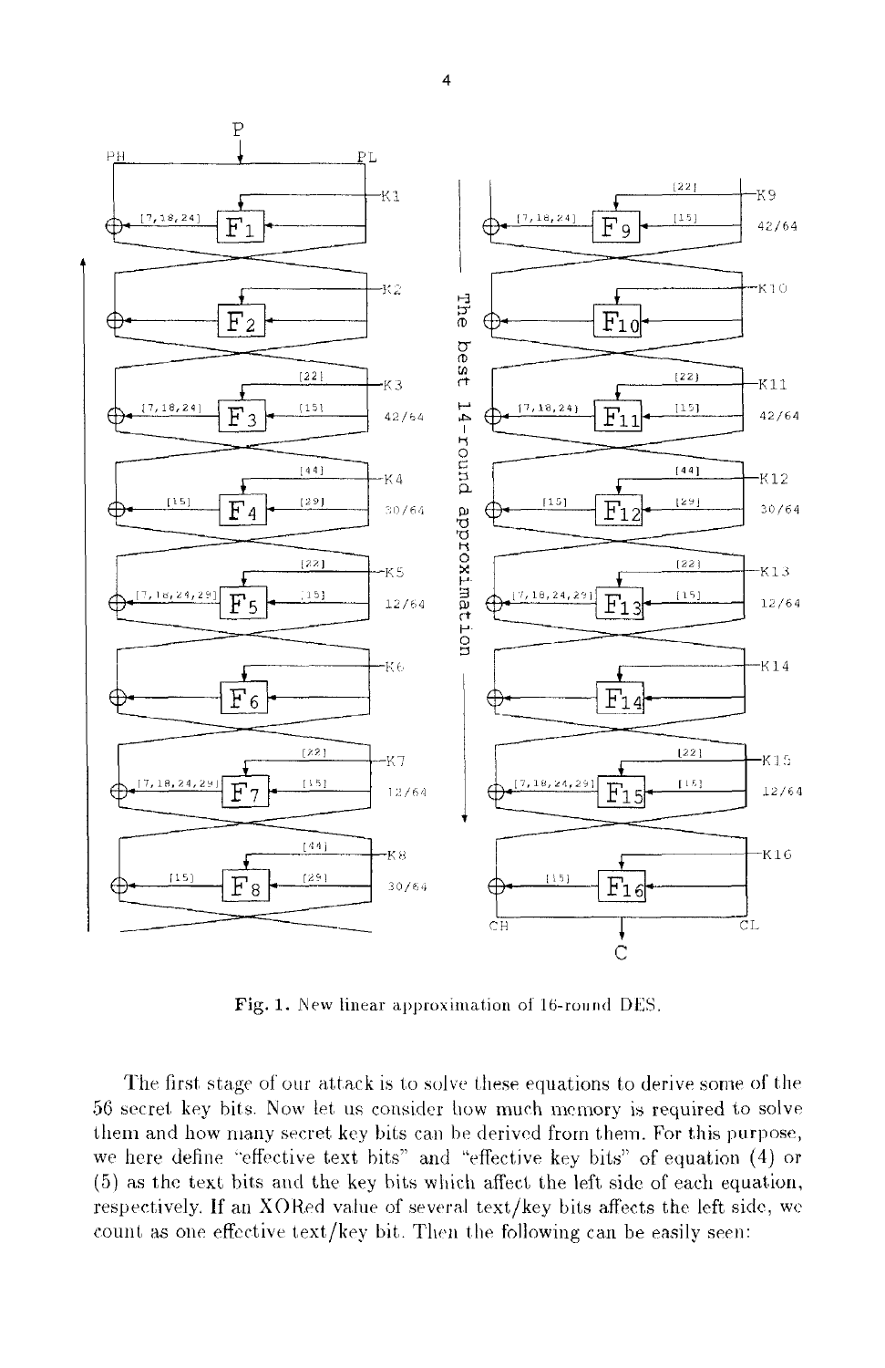Fig. 1. New linear approximation of 16-round DES.

The first stage of our attack is to solve these equations to derive some of the 56 secret key bits. Now let us consider how much memory is required to solve them and how many secret key bits can be derived from them. For this purpose, we here define "effective text bits" and "effective key bits" of equation (4) or (5) as the text bits and the key bits which affect the left side of each equation, respectively. If an XORed value of several text/key bits affects the left side, we count as one effective text/key bit. Then the following can be easily seen: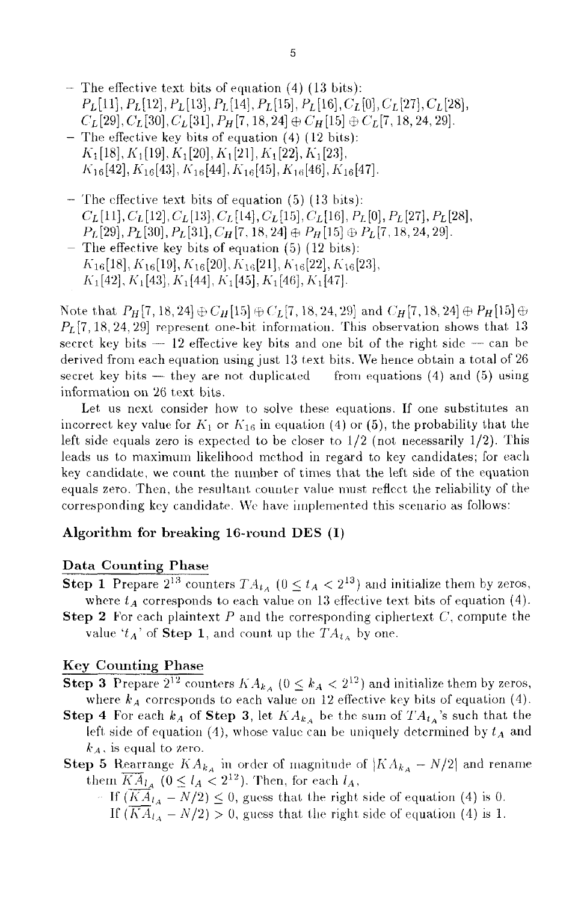- The effective text bits of equation (4) (13 bits):
  $P_L[11], P_L[12], P_L[13], P_L[14], P_L[15], P_L[16], C_L[0], C_L[27], C_L[28], C_L[29], C_L[30], C_L[31], P_H[7,18,24] \oplus C_H[15] \oplus C_L[7,18,24,29]$.
- The effective key bits of equation (4) (12 bits):
  $K_1[18], K_1[19], K_1[20], K_1[21], K_1[22], K_1[23], K_{16}[42], K_{16}[43], K_{16}[44], K_{16}[45], K_{16}[46], K_{16}[47]$.

- The effective text bits of equation (5) (13 bits):
  $C_L[11], C_L[12], C_L[13], C_L[14], C_L[15], C_L[16], P_L[0], P_L[27], P_L[28], P_L[29], P_L[30], P_L[31], C_H[7,18,24] \oplus P_H[15] \oplus P_L[7,18,24,29]$.
- The effective key bits of equation (5) (12 bits):
  $K_{16}[18], K_{16}[19], K_{16}[20], K_{16}[21], K_{16}[22], K_{16}[23], K_1[42], K_1[43], K_1[44], K_1[45], K_1[46], K_1[47]$.

Note that $P_H[7,18,24] \oplus C_H[15] \oplus C_L[7,18,24,29]$ and $C_H[7,18,24] \oplus P_H[15] \oplus P_L[7,18,24,29]$ represent one-bit information. This observation shows that 13 secret key bits — 12 effective key bits and one bit of the right side — can be derived from each equation using just 13 text bits. We hence obtain a total of 26 secret key bits — they are not duplicated — from equations (4) and (5) using information on 26 text bits.

Let us next consider how to solve these equations. If one substitutes an incorrect key value for $K_1$ or $K_{16}$ in equation (4) or (5), the probability that the left side equals zero is expected to be closer to 1/2 (not necessarily 1/2). This leads us to maximum likelihood method in regard to key candidates; for each key candidate, we count the number of times that the left side of the equation equals zero. Then, the resultant counter value must reflect the reliability of the corresponding key candidate. We have implemented this scenario as follows:

**Algorithm for breaking 16-round DES (I)**

**Data Counting Phase**

**Step 1** Prepare $2^{13}$ counters $TA_{t_A}$ $(0 \le t_A < 2^{13})$ and initialize them by zeros, where $t_A$ corresponds to each value on 13 effective text bits of equation (4).

**Step 2** For each plaintext $P$ and the corresponding ciphertext $C$, compute the value '$t_A$' of **Step 1**, and count up the $TA_{t_A}$ by one.

**Key Counting Phase**

**Step 3** Prepare $2^{12}$ counters $KA_{k_A}$ $(0 \le k_A < 2^{12})$ and initialize them by zeros, where $k_A$ corresponds to each value on 12 effective key bits of equation (4).

**Step 4** For each $k_A$ of **Step 3**, let $KA_{k_A}$ be the sum of $TA_{t_A}$'s such that the left side of equation (4), whose value can be uniquely determined by $t_A$ and $k_A$, is equal to zero.

**Step 5** Rearrange $KA_{k_A}$ in order of magnitude of $|KA_{k_A} - N/2|$ and rename them $\overline{KA}_{l_A}$ $(0 \le l_A < 2^{12})$. Then, for each $l_A$,
- If $(\overline{KA}_{l_A} - N/2) \le 0$, guess that the right side of equation (4) is 0.
  If $(\overline{KA}_{l_A} - N/2) > 0$, guess that the right side of equation (4) is 1.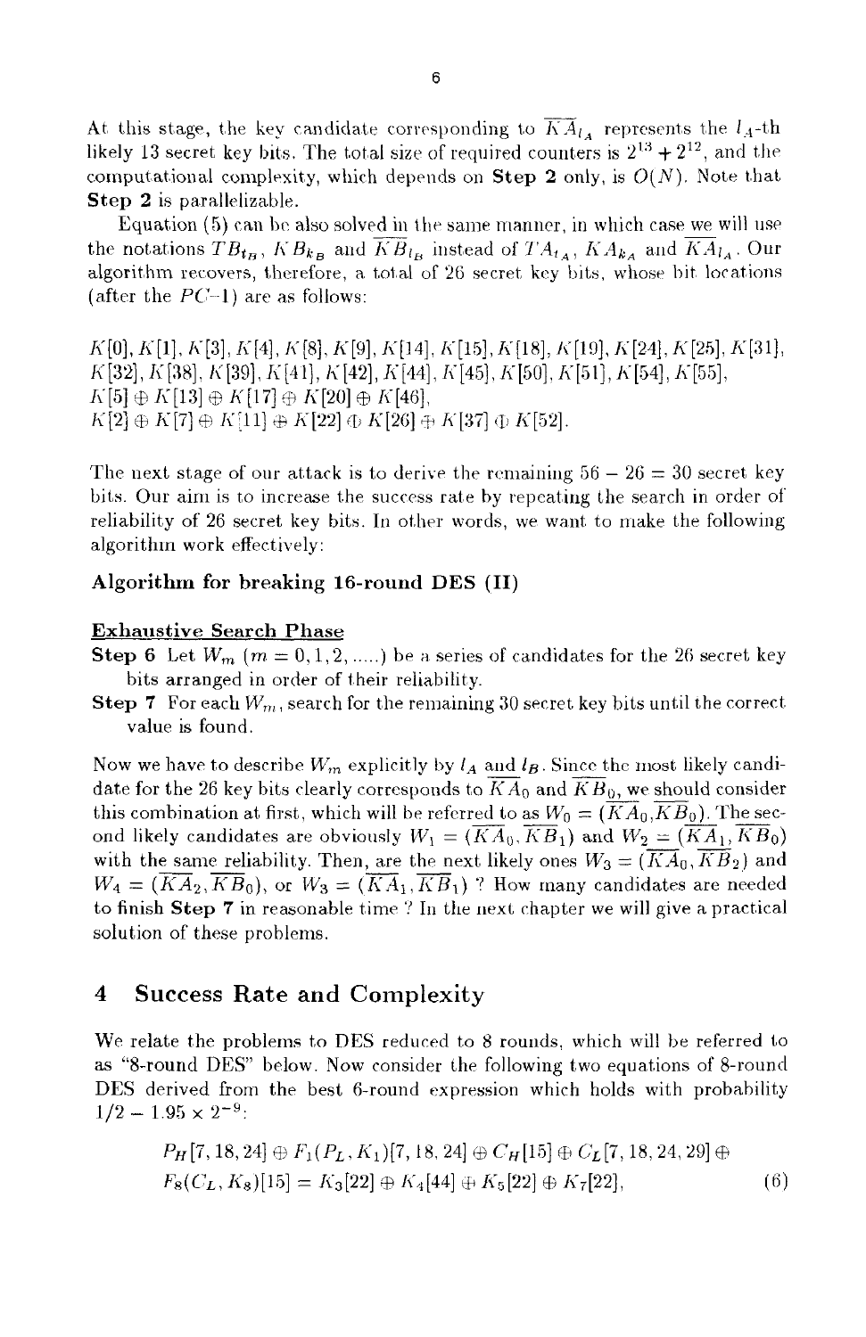At this stage, the key candidate corresponding to $\overline{KA}_{l_A}$ represents the $l_A$-th likely 13 secret key bits. The total size of required counters is $2^{13} + 2^{12}$, and the computational complexity, which depends on **Step 2** only, is $O(N)$. Note that **Step 2** is parallelizable.

Equation (5) can be also solved in the same manner, in which case we will use the notations $TB_{t_B}$, $KB_{k_B}$ and $\overline{KB}_{l_B}$ instead of $TA_{t_A}$, $KA_{k_A}$ and $\overline{KA}_{l_A}$. Our algorithm recovers, therefore, a total of 26 secret key bits, whose bit locations (after the $PC$-1) are as follows:

$K[0], K[1], K[3], K[4], K[8], K[9], K[14], K[15], K[18], K[19], K[24], K[25], K[31],$
$K[32], K[38], K[39], K[41], K[42], K[44], K[45], K[50], K[51], K[54], K[55],$
$K[5] \oplus K[13] \oplus K[17] \oplus K[20] \oplus K[46],$
$K[2] \oplus K[7] \oplus K[11] \oplus K[22] \oplus K[26] \oplus K[37] \oplus K[52].$

The next stage of our attack is to derive the remaining $56 - 26 = 30$ secret key bits. Our aim is to increase the success rate by repeating the search in order of reliability of 26 secret key bits. In other words, we want to make the following algorithm work effectively:

**Algorithm for breaking 16-round DES (II)**

**Exhaustive Search Phase**

**Step 6** Let $W_m$ $(m = 0, 1, 2, .....)$ be a series of candidates for the 26 secret key bits arranged in order of their reliability.

**Step 7** For each $W_m$, search for the remaining 30 secret key bits until the correct value is found.

Now we have to describe $W_m$ explicitly by $l_A$ and $l_B$. Since the most likely candidate for the 26 key bits clearly corresponds to $\overline{KA}_0$ and $\overline{KB}_0$, we should consider this combination at first, which will be referred to as $W_0 = (\overline{KA}_0, \overline{KB}_0)$. The second likely candidates are obviously $W_1 = (\overline{KA}_0, \overline{KB}_1)$ and $W_2 = (\overline{KA}_1, \overline{KB}_0)$ with the same reliability. Then, are the next likely ones $W_3 = (\overline{KA}_0, \overline{KB}_2)$ and $W_4 = (\overline{KA}_2, \overline{KB}_0)$, or $W_3 = (\overline{KA}_1, \overline{KB}_1)$ ? How many candidates are needed to finish **Step 7** in reasonable time ? In the next chapter we will give a practical solution of these problems.

## 4 Success Rate and Complexity

We relate the problems to DES reduced to 8 rounds, which will be referred to as "8-round DES" below. Now consider the following two equations of 8-round DES derived from the best 6-round expression which holds with probability $1/2 - 1.95 \times 2^{-9}$:

$$P_H[7, 18, 24] \oplus F_1(P_L, K_1)[7, 18, 24] \oplus C_H[15] \oplus C_L[7, 18, 24, 29] \oplus F_8(C_L, K_8)[15] = K_3[22] \oplus K_4[44] \oplus K_5[22] \oplus K_7[22], \quad (6)$$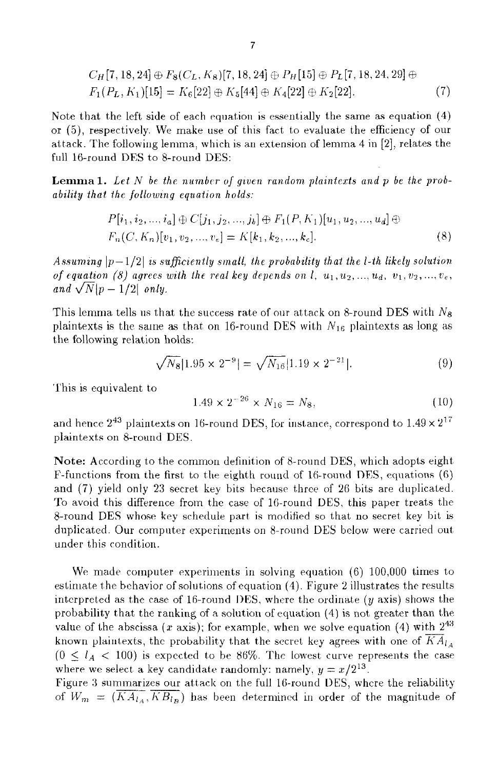$$C_H[7,18,24] \oplus F_8(C_L, K_8)[7,18,24] \oplus P_H[15] \oplus P_L[7,18,24,29] \oplus$$
$$F_1(P_L, K_1)[15] = K_6[22] \oplus K_5[44] \oplus K_4[22] \oplus K_2[22]. \tag{7}$$

Note that the left side of each equation is essentially the same as equation (4) or (5), respectively. We make use of this fact to evaluate the efficiency of our attack. The following lemma, which is an extension of lemma 4 in [2], relates the full 16-round DES to 8-round DES:

**Lemma 1.** *Let $N$ be the number of given random plaintexts and $p$ be the probability that the following equation holds:*

$$P[i_1, i_2, ..., i_a] \oplus C[j_1, j_2, ..., j_b] \oplus F_1(P, K_1)[u_1, u_2, ..., u_d] \oplus$$
$$F_n(C, K_n)[v_1, v_2, ..., v_e] = K[k_1, k_2, ..., k_c]. \tag{8}$$

*Assuming $|p - 1/2|$ is sufficiently small, the probability that the $l$-th likely solution of equation (8) agrees with the real key depends on $l$, $u_1, u_2, ..., u_d$, $v_1, v_2, ..., v_e$, and $\sqrt{N}|p - 1/2|$ only.*

This lemma tells us that the success rate of our attack on 8-round DES with $N_8$ plaintexts is the same as that on 16-round DES with $N_{16}$ plaintexts as long as the following relation holds:

$$\sqrt{N_8}|1.95 \times 2^{-9}| = \sqrt{N_{16}}|1.19 \times 2^{-21}|. \tag{9}$$

This is equivalent to

$$1.49 \times 2^{-26} \times N_{16} = N_8, \tag{10}$$

and hence $2^{43}$ plaintexts on 16-round DES, for instance, correspond to $1.49 \times 2^{17}$ plaintexts on 8-round DES.

**Note:** According to the common definition of 8-round DES, which adopts eight F-functions from the first to the eighth round of 16-round DES, equations (6) and (7) yield only 23 secret key bits because three of 26 bits are duplicated. To avoid this difference from the case of 16-round DES, this paper treats the 8-round DES whose key schedule part is modified so that no secret key bit is duplicated. Our computer experiments on 8-round DES below were carried out under this condition.

We made computer experiments in solving equation (6) 100,000 times to estimate the behavior of solutions of equation (4). Figure 2 illustrates the results interpreted as the case of 16-round DES, where the ordinate ($y$ axis) shows the probability that the ranking of a solution of equation (4) is not greater than the value of the abscissa ($x$ axis); for example, when we solve equation (4) with $2^{43}$ known plaintexts, the probability that the secret key agrees with one of $\overline{KA_{l_A}}$ $(0 \leq l_A < 100)$ is expected to be 86%. The lowest curve represents the case where we select a key candidate randomly: namely, $y = x/2^{13}$.

Figure 3 summarizes our attack on the full 16-round DES, where the reliability of $W_m = (\overline{KA_{l_A}}, \overline{KB_{l_B}})$ has been determined in order of the magnitude of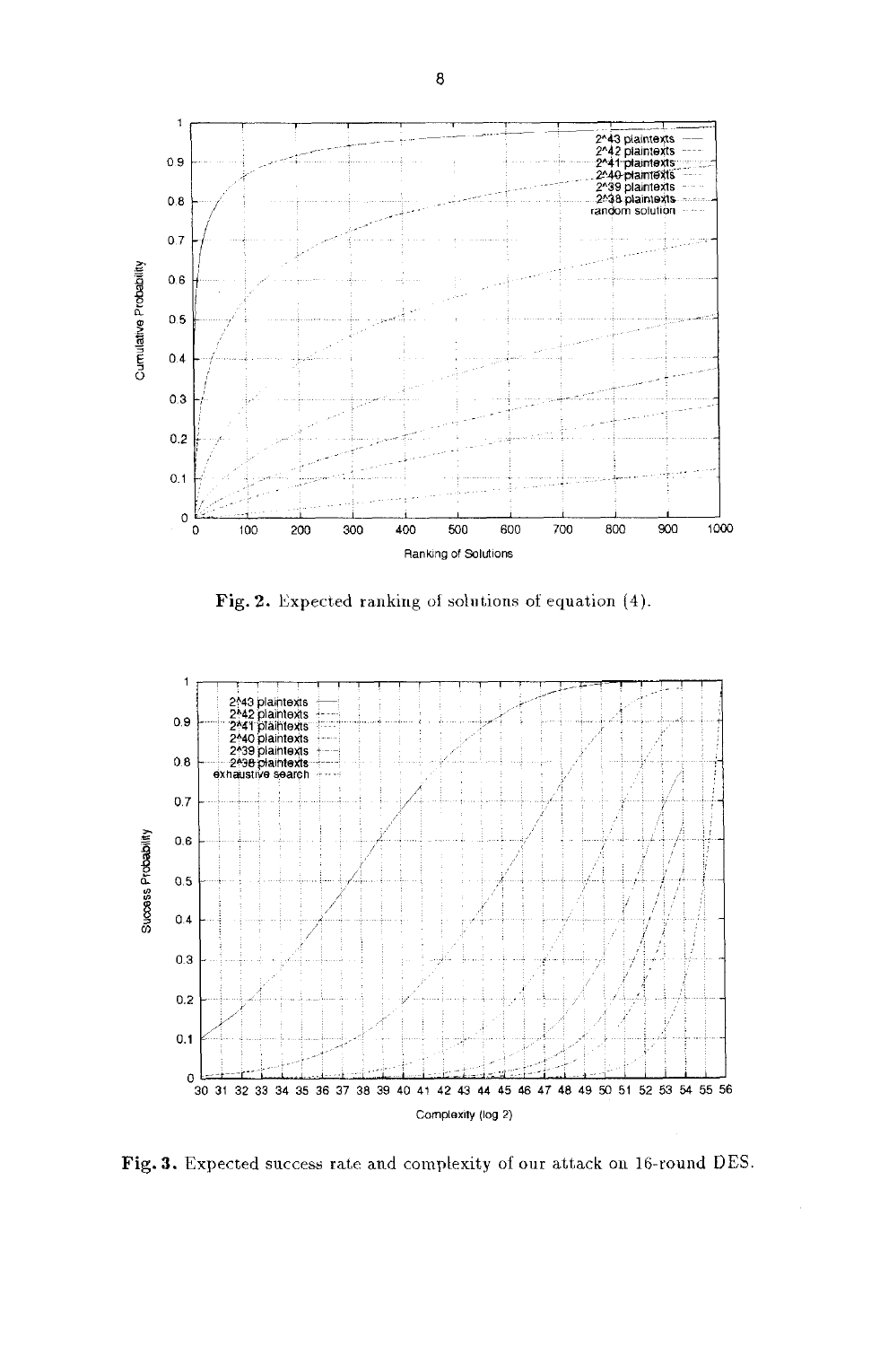Fig. 2. Expected ranking of solutions of equation (4).

Fig. 3. Expected success rate and complexity of our attack on 16-round DES.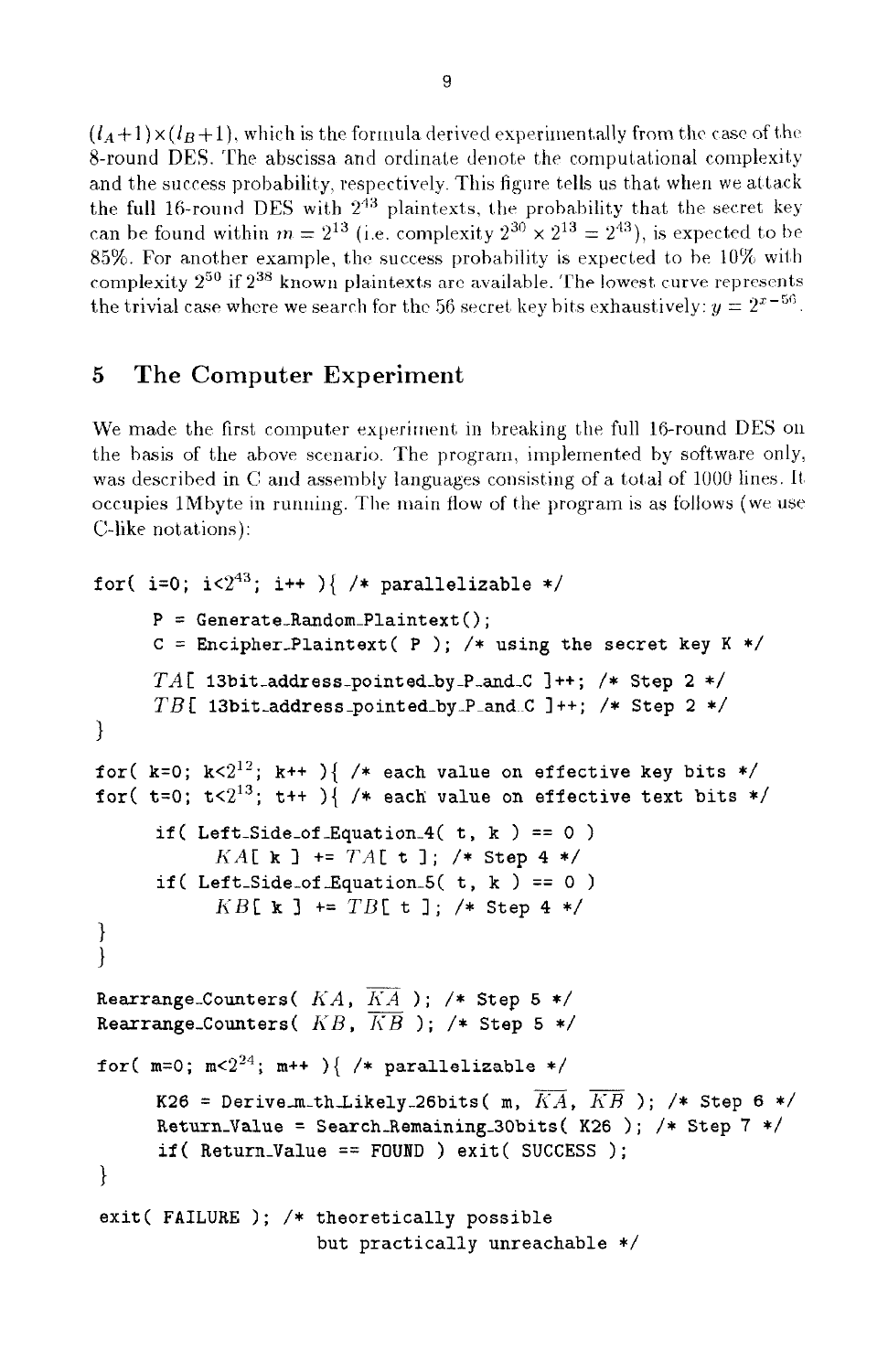$(l_A+1)\times(l_B+1)$, which is the formula derived experimentally from the case of the 8-round DES. The abscissa and ordinate denote the computational complexity and the success probability, respectively. This figure tells us that when we attack the full 16-round DES with $2^{43}$ plaintexts, the probability that the secret key can be found within $m = 2^{13}$ (i.e. complexity $2^{30} \times 2^{13} = 2^{43}$), is expected to be 85%. For another example, the success probability is expected to be 10% with complexity $2^{50}$ if $2^{38}$ known plaintexts are available. The lowest curve represents the trivial case where we search for the 56 secret key bits exhaustively: $y = 2^{x-56}$.

## 5 The Computer Experiment

We made the first computer experiment in breaking the full 16-round DES on the basis of the above scenario. The program, implemented by software only, was described in C and assembly languages consisting of a total of 1000 lines. It occupies 1Mbyte in running. The main flow of the program is as follows (we use C-like notations):

```
for( i=0; i<2^43; i++ ){ /* parallelizable */
      P = Generate_Random_Plaintext();
      C = Encipher_Plaintext( P ); /* using the secret key K */
      TA[ 13bit_address_pointed_by_P_and_C ]++; /* Step 2 */
      TB[ 13bit_address_pointed_by_P_and_C ]++; /* Step 2 */
}
for( k=0; k<2^12; k++ ){ /* each value on effective key bits */
for( t=0; t<2^13; t++ ){ /* each value on effective text bits */
      if( Left_Side_of_Equation_4( t, k ) == 0 )
            KA[ k ] += TA[ t ]; /* Step 4 */
      if( Left_Side_of_Equation_5( t, k ) == 0 )
            KB[ k ] += TB[ t ]; /* Step 4 */
}
}
Rearrange_Counters( KA, KA‾ ); /* Step 5 */
Rearrange_Counters( KB, KB‾ ); /* Step 5 */
for( m=0; m<2^24; m++ ){ /* parallelizable */
      K26 = Derive_m_th_Likely_26bits( m, KA‾, KB‾ ); /* Step 6 */
      Return_Value = Search_Remaining_30bits( K26 ); /* Step 7 */
      if( Return_Value == FOUND ) exit( SUCCESS );
}
exit( FAILURE ); /* theoretically possible
                    but practically unreachable */
```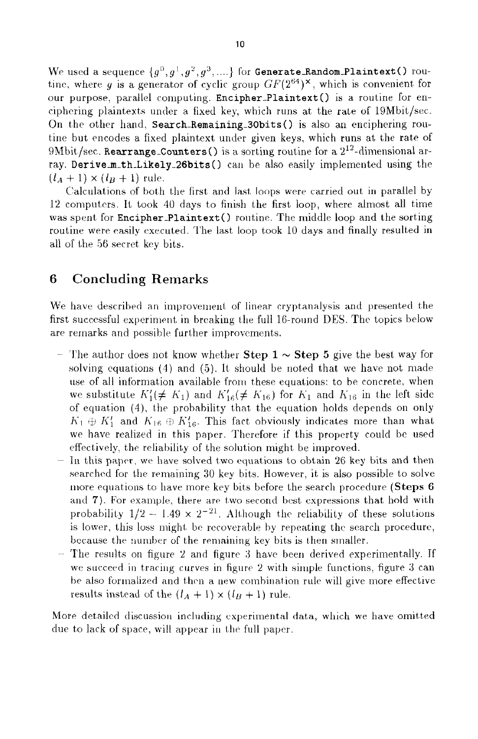We used a sequence $\{g^0, g^1, g^2, g^3, ....\}$ for **Generate_Random_Plaintext()** routine, where $g$ is a generator of cyclic group $GF(2^{64})^{\times}$, which is convenient for our purpose, parallel computing. **Encipher_Plaintext()** is a routine for enciphering plaintexts under a fixed key, which runs at the rate of 19Mbit/sec. On the other hand, **Search_Remaining_30bits()** is also an enciphering routine but encodes a fixed plaintext under given keys, which runs at the rate of 9Mbit/sec. **Rearrange_Counters()** is a sorting routine for a $2^{12}$-dimensional array. **Derive_m_th_Likely_26bits()** can be also easily implemented using the $(l_A + 1) \times (l_B + 1)$ rule.

Calculations of both the first and last loops were carried out in parallel by 12 computers. It took 40 days to finish the first loop, where almost all time was spent for **Encipher_Plaintext()** routine. The middle loop and the sorting routine were easily executed. The last loop took 10 days and finally resulted in all of the 56 secret key bits.

## 6 Concluding Remarks

We have described an improvement of linear cryptanalysis and presented the first successful experiment in breaking the full 16-round DES. The topics below are remarks and possible further improvements.

- The author does not know whether **Step 1 ~ Step 5** give the best way for solving equations (4) and (5). It should be noted that we have not made use of all information available from these equations: to be concrete, when we substitute $K_1'(\neq K_1)$ and $K_{16}'(\neq K_{16})$ for $K_1$ and $K_{16}$ in the left side of equation (4), the probability that the equation holds depends on only $K_1 \oplus K_1'$ and $K_{16} \oplus K_{16}'$. This fact obviously indicates more than what we have realized in this paper. Therefore if this property could be used effectively, the reliability of the solution might be improved.
- In this paper, we have solved two equations to obtain 26 key bits and then searched for the remaining 30 key bits. However, it is also possible to solve more equations to have more key bits before the search procedure (**Steps 6** and **7**). For example, there are two second best expressions that hold with probability $1/2 - 1.49 \times 2^{-21}$. Although the reliability of these solutions is lower, this loss might be recoverable by repeating the search procedure, because the number of the remaining key bits is then smaller.
- The results on figure 2 and figure 3 have been derived experimentally. If we succeed in tracing curves in figure 2 with simple functions, figure 3 can be also formalized and then a new combination rule will give more effective results instead of the $(l_A + 1) \times (l_B + 1)$ rule.

More detailed discussion including experimental data, which we have omitted due to lack of space, will appear in the full paper.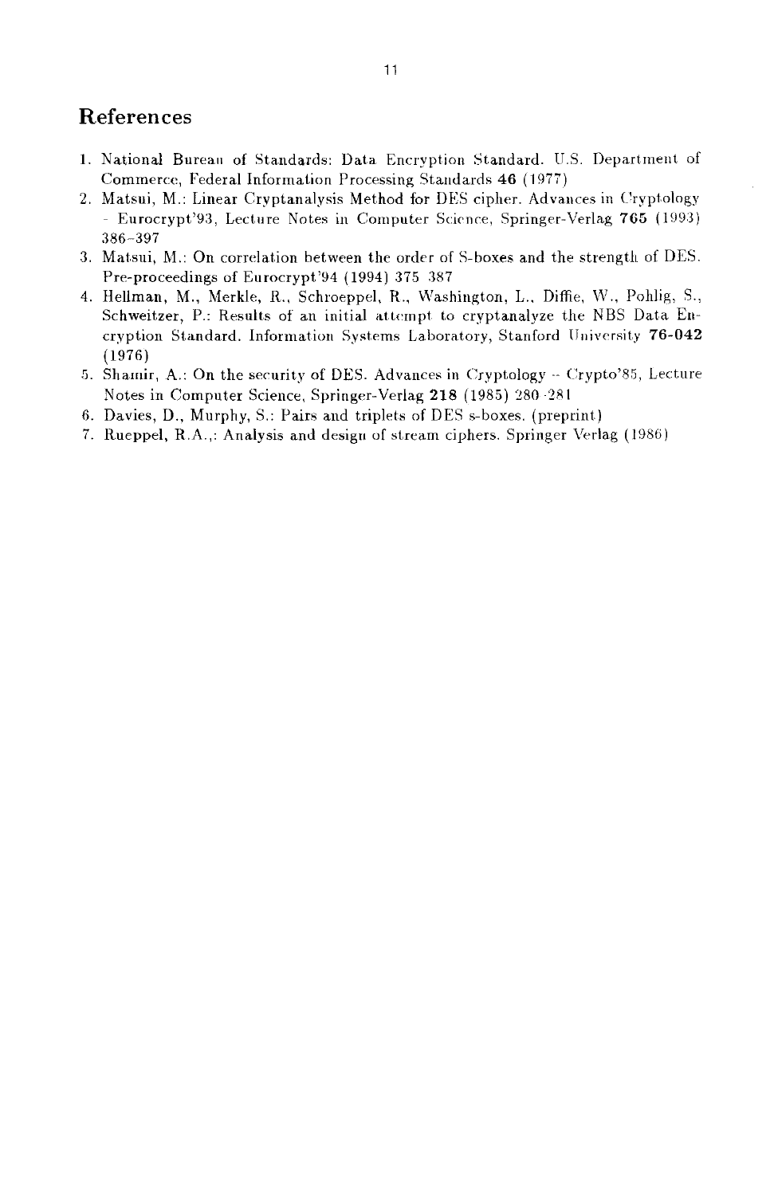## References

1. National Bureau of Standards: Data Encryption Standard. U.S. Department of Commerce, Federal Information Processing Standards **46** (1977)
2. Matsui, M.: Linear Cryptanalysis Method for DES cipher. Advances in Cryptology - Eurocrypt'93, Lecture Notes in Computer Science, Springer-Verlag **765** (1993) 386–397
3. Matsui, M.: On correlation between the order of S-boxes and the strength of DES. Pre-proceedings of Eurocrypt'94 (1994) 375–387
4. Hellman, M., Merkle, R., Schroeppel, R., Washington, L., Diffie, W., Pohlig, S., Schweitzer, P.: Results of an initial attempt to cryptanalyze the NBS Data Encryption Standard. Information Systems Laboratory, Stanford University **76-042** (1976)
5. Shamir, A.: On the security of DES. Advances in Cryptology – Crypto'85, Lecture Notes in Computer Science, Springer-Verlag **218** (1985) 280–281
6. Davies, D., Murphy, S.: Pairs and triplets of DES s-boxes. (preprint)
7. Rueppel, R.A.,: Analysis and design of stream ciphers. Springer Verlag (1986)